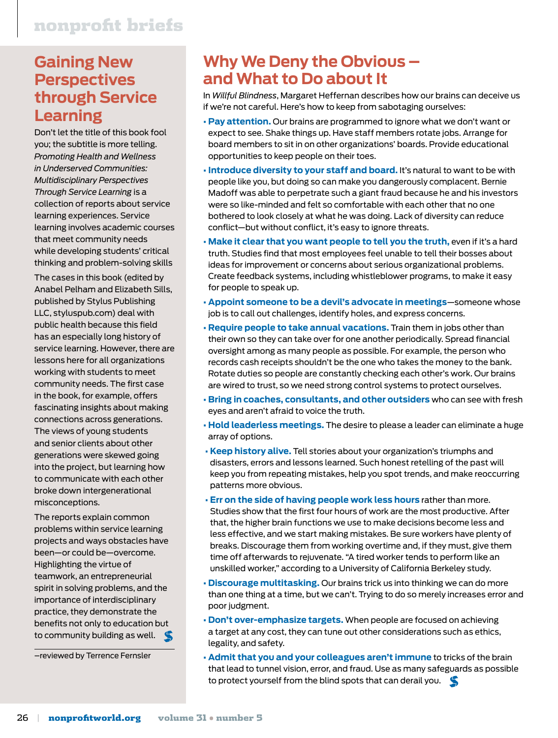## Gaining New Perspectives through Service Learning

Don't let the title of this book fool you; the subtitle is more telling. *Promoting Health and Wellness in Underserved Communities: Multidisciplinary Perspectives Through Service Learning* is a collection of reports about service learning experiences. Service learning involves academic courses that meet community needs while developing students' critical thinking and problem-solving skills

The cases in this book (edited by Anabel Pelham and Elizabeth Sills, published by Stylus Publishing LLC, styluspub.com) deal with public health because this field has an especially long history of service learning. However, there are lessons here for all organizations working with students to meet community needs. The first case in the book, for example, offers fascinating insights about making connections across generations. The views of young students and senior clients about other generations were skewed going into the project, but learning how to communicate with each other broke down intergenerational misconceptions.

The reports explain common problems within service learning projects and ways obstacles have been—or could be—overcome. Highlighting the virtue of teamwork, an entrepreneurial spirit in solving problems, and the importance of interdisciplinary practice, they demonstrate the benefits not only to education but to community building as well.

—reviewed by Terrence Fernsler

## Why We Deny the Obvious — and What to Do about It

In *Willful Blindness*, Margaret Heffernan describes how our brains can deceive us if we're not careful. Here's how to keep from sabotaging ourselves:

- **Pay attention.** Our brains are programmed to ignore what we don't want or expect to see. Shake things up. Have staff members rotate jobs. Arrange for board members to sit in on other organizations' boards. Provide educational opportunities to keep people on their toes.
- **Introduce diversity to your staff and board.** It's natural to want to be with people like you, but doing so can make you dangerously complacent. Bernie Madoff was able to perpetrate such a giant fraud because he and his investors were so like-minded and felt so comfortable with each other that no one bothered to look closely at what he was doing. Lack of diversity can reduce conflict—but without conflict, it's easy to ignore threats.
- **Make it clear that you want people to tell you the truth,** even if it's a hard truth. Studies find that most employees feel unable to tell their bosses about ideas for improvement or concerns about serious organizational problems. Create feedback systems, including whistleblower programs, to make it easy for people to speak up.
- **Appoint someone to be a devil's advocate in meetings**—someone whose job is to call out challenges, identify holes, and express concerns.
- **Require people to take annual vacations.** Train them in jobs other than their own so they can take over for one another periodically. Spread financial oversight among as many people as possible. For example, the person who records cash receipts shouldn't be the one who takes the money to the bank. Rotate duties so people are constantly checking each other's work. Our brains are wired to trust, so we need strong control systems to protect ourselves.
- **Bring in coaches, consultants, and other outsiders** who can see with fresh eyes and aren't afraid to voice the truth.
- **Hold leaderless meetings.** The desire to please a leader can eliminate a huge array of options.
- **Keep history alive.** Tell stories about your organization's triumphs and disasters, errors and lessons learned. Such honest retelling of the past will keep you from repeating mistakes, help you spot trends, and make reoccurring patterns more obvious.
- **Err on the side of having people work less hours** rather than more. Studies show that the first four hours of work are the most productive. After that, the higher brain functions we use to make decisions become less and less effective, and we start making mistakes. Be sure workers have plenty of breaks. Discourage them from working overtime and, if they must, give them time off afterwards to rejuvenate. "A tired worker tends to perform like an unskilled worker," according to a University of California Berkeley study.
- **Discourage multitasking.** Our brains trick us into thinking we can do more than one thing at a time, but we can't. Trying to do so merely increases error and poor judgment.
- **Don't over-emphasize targets.** When people are focused on achieving a target at any cost, they can tune out other considerations such as ethics, legality, and safety.
- **Admit that you and your colleagues aren't immune** to tricks of the brain that lead to tunnel vision, error, and fraud. Use as many safeguards as possible to protect yourself from the blind spots that can derail you.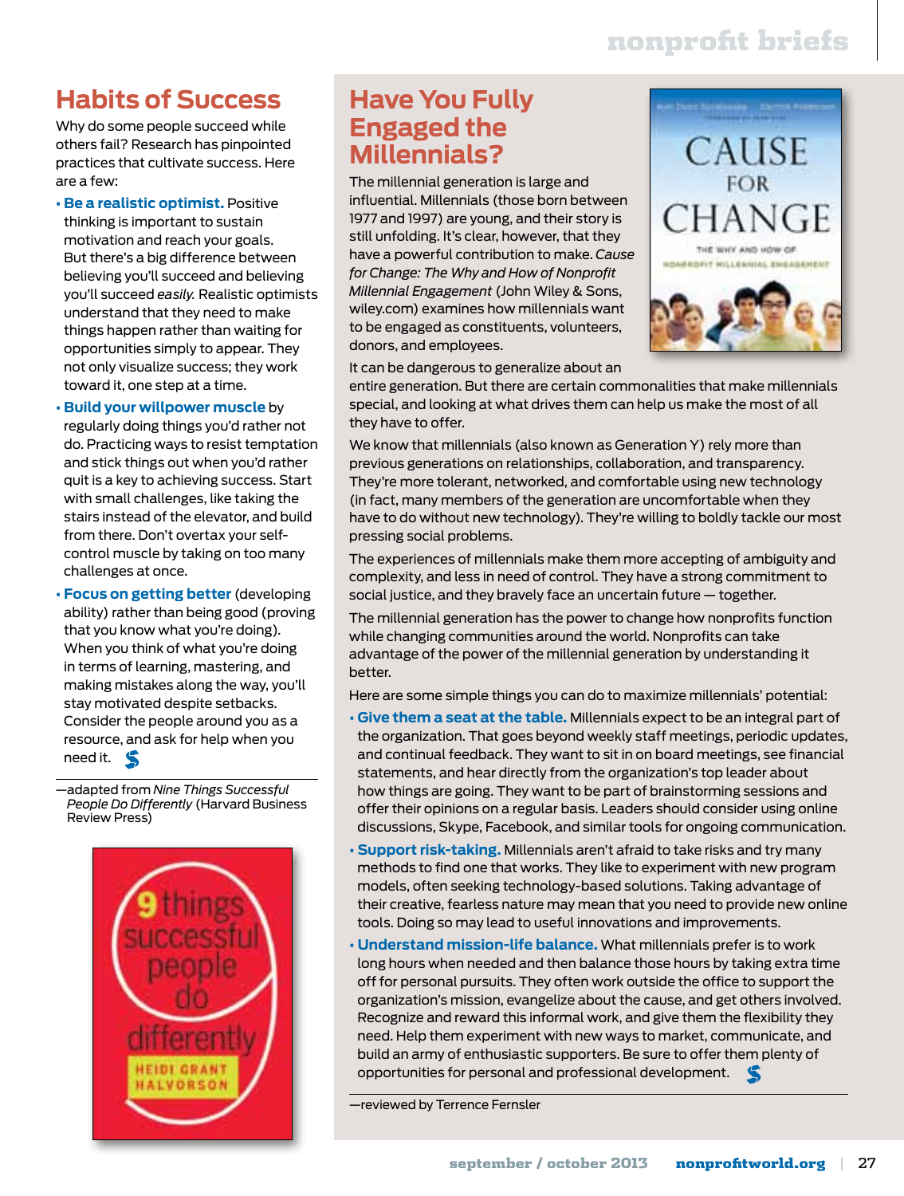## Habits of Success

Why do some people succeed while others fail? Research has pinpointed practices that cultivate success. Here are a few:

- **Be a realistic optimist.** Positive thinking is important to sustain motivation and reach your goals. But there's a big difference between believing you'll succeed and believing you'll succeed *easily.* Realistic optimists understand that they need to make things happen rather than waiting for opportunities simply to appear. They not only visualize success; they work toward it, one step at a time.
- **Build your willpower muscle** by regularly doing things you'd rather not do. Practicing ways to resist temptation and stick things out when you'd rather quit is a key to achieving success. Start with small challenges, like taking the stairs instead of the elevator, and build from there. Don't overtax your self-control muscle by taking on too many challenges at once.
- **Focus on getting better** (developing ability) rather than being good (proving that you know what you're doing). When you think of what you're doing in terms of learning, mastering, and making mistakes along the way, you'll stay motivated despite setbacks. Consider the people around you as a resource, and ask for help when you need it.

—adapted from *Nine Things Successful People Do Differently* (Harvard Business Review Press)

## Have You Fully Engaged the Millennials?

The millennial generation is large and influential. Millennials (those born between 1977 and 1997) are young, and their story is still unfolding. It's clear, however, that they have a powerful contribution to make. *Cause for Change: The Why and How of Nonprofit Millennial Engagement* (John Wiley & Sons, wiley.com) examines how millennials want to be engaged as constituents, volunteers, donors, and employees.

It can be dangerous to generalize about an entire generation. But there are certain commonalities that make millennials special, and looking at what drives them can help us make the most of all they have to offer.

We know that millennials (also known as Generation Y) rely more than previous generations on relationships, collaboration, and transparency. They're more tolerant, networked, and comfortable using new technology (in fact, many members of the generation are uncomfortable when they have to do without new technology). They're willing to boldly tackle our most pressing social problems.

The experiences of millennials make them more accepting of ambiguity and complexity, and less in need of control. They have a strong commitment to social justice, and they bravely face an uncertain future — together.

The millennial generation has the power to change how nonprofits function while changing communities around the world. Nonprofits can take advantage of the power of the millennial generation by understanding it better.

Here are some simple things you can do to maximize millennials' potential:

- **Give them a seat at the table.** Millennials expect to be an integral part of the organization. That goes beyond weekly staff meetings, periodic updates, and continual feedback. They want to sit in on board meetings, see financial statements, and hear directly from the organization's top leader about how things are going. They want to be part of brainstorming sessions and offer their opinions on a regular basis. Leaders should consider using online discussions, Skype, Facebook, and similar tools for ongoing communication.
- **Support risk-taking.** Millennials aren't afraid to take risks and try many methods to find one that works. They like to experiment with new program models, often seeking technology-based solutions. Taking advantage of their creative, fearless nature may mean that you need to provide new online tools. Doing so may lead to useful innovations and improvements.
- **Understand mission-life balance.** What millennials prefer is to work long hours when needed and then balance those hours by taking extra time off for personal pursuits. They often work outside the office to support the organization's mission, evangelize about the cause, and get others involved. Recognize and reward this informal work, and give them the flexibility they need. Help them experiment with new ways to market, communicate, and build an army of enthusiastic supporters. Be sure to offer them plenty of opportunities for personal and professional development.

—reviewed by Terrence Fernsler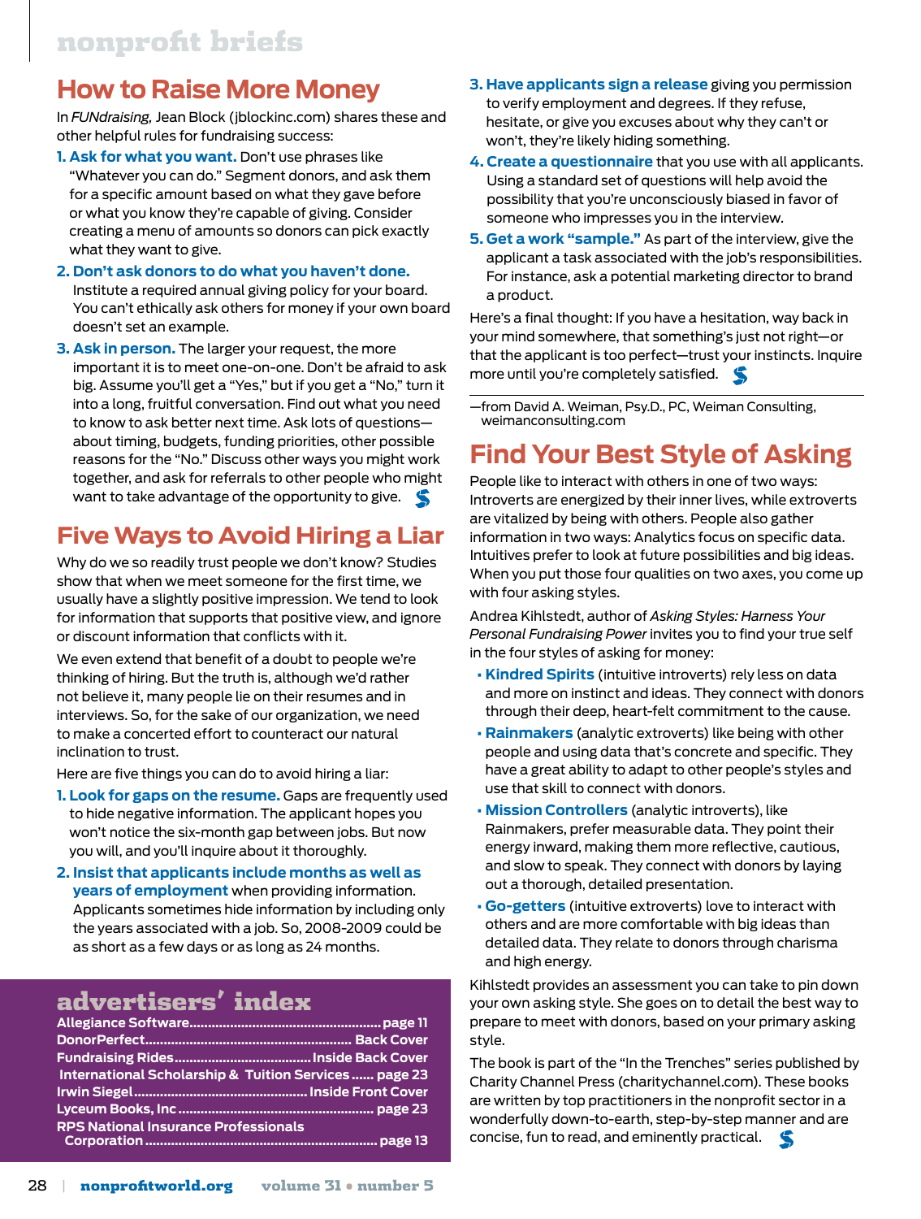## How to Raise More Money

In *FUNdraising,* Jean Block (jblockinc.com) shares these and other helpful rules for fundraising success:

1. **Ask for what you want.** Don't use phrases like "Whatever you can do." Segment donors, and ask them for a specific amount based on what they gave before or what you know they're capable of giving. Consider creating a menu of amounts so donors can pick exactly what they want to give.
2. **Don't ask donors to do what you haven't done.** Institute a required annual giving policy for your board. You can't ethically ask others for money if your own board doesn't set an example.
3. **Ask in person.** The larger your request, the more important it is to meet one-on-one. Don't be afraid to ask big. Assume you'll get a "Yes," but if you get a "No," turn it into a long, fruitful conversation. Find out what you need to know to ask better next time. Ask lots of questions—about timing, budgets, funding priorities, other possible reasons for the "No." Discuss other ways you might work together, and ask for referrals to other people who might want to take advantage of the opportunity to give.

## Five Ways to Avoid Hiring a Liar

Why do we so readily trust people we don't know? Studies show that when we meet someone for the first time, we usually have a slightly positive impression. We tend to look for information that supports that positive view, and ignore or discount information that conflicts with it.

We even extend that benefit of a doubt to people we're thinking of hiring. But the truth is, although we'd rather not believe it, many people lie on their resumes and in interviews. So, for the sake of our organization, we need to make a concerted effort to counteract our natural inclination to trust.

Here are five things you can do to avoid hiring a liar:

1. **Look for gaps on the resume.** Gaps are frequently used to hide negative information. The applicant hopes you won't notice the six-month gap between jobs. But now you will, and you'll inquire about it thoroughly.
2. **Insist that applicants include months as well as years of employment** when providing information. Applicants sometimes hide information by including only the years associated with a job. So, 2008-2009 could be as short as a few days or as long as 24 months.
3. **Have applicants sign a release** giving you permission to verify employment and degrees. If they refuse, hesitate, or give you excuses about why they can't or won't, they're likely hiding something.
4. **Create a questionnaire** that you use with all applicants. Using a standard set of questions will help avoid the possibility that you're unconsciously biased in favor of someone who impresses you in the interview.
5. **Get a work "sample."** As part of the interview, give the applicant a task associated with the job's responsibilities. For instance, ask a potential marketing director to brand a product.

Here's a final thought: If you have a hesitation, way back in your mind somewhere, that something's just not right—or that the applicant is too perfect—trust your instincts. Inquire more until you're completely satisfied.

—from David A. Weiman, Psy.D., PC, Weiman Consulting, weimanconsulting.com

## advertisers' index

| | |
|---|---|
| Allegiance Software | page 11 |
| DonorPerfect | Back Cover |
| Fundraising Rides | Inside Back Cover |
| International Scholarship & Tuition Services | page 23 |
| Irwin Siegel | Inside Front Cover |
| Lyceum Books, Inc | page 23 |
| RPS National Insurance Professionals Corporation | page 13 |

## Find Your Best Style of Asking

People like to interact with others in one of two ways: Introverts are energized by their inner lives, while extroverts are vitalized by being with others. People also gather information in two ways: Analytics focus on specific data. Intuitives prefer to look at future possibilities and big ideas. When you put those four qualities on two axes, you come up with four asking styles.

Andrea Kihlstedt, author of *Asking Styles: Harness Your Personal Fundraising Power* invites you to find your true self in the four styles of asking for money:

- **Kindred Spirits** (intuitive introverts) rely less on data and more on instinct and ideas. They connect with donors through their deep, heart-felt commitment to the cause.
- **Rainmakers** (analytic extroverts) like being with other people and using data that's concrete and specific. They have a great ability to adapt to other people's styles and use that skill to connect with donors.
- **Mission Controllers** (analytic introverts), like Rainmakers, prefer measurable data. They point their energy inward, making them more reflective, cautious, and slow to speak. They connect with donors by laying out a thorough, detailed presentation.
- **Go-getters** (intuitive extroverts) love to interact with others and are more comfortable with big ideas than detailed data. They relate to donors through charisma and high energy.

Kihlstedt provides an assessment you can take to pin down your own asking style. She goes on to detail the best way to prepare to meet with donors, based on your primary asking style.

The book is part of the "In the Trenches" series published by Charity Channel Press (charitychannel.com). These books are written by top practitioners in the nonprofit sector in a wonderfully down-to-earth, step-by-step manner and are concise, fun to read, and eminently practical.